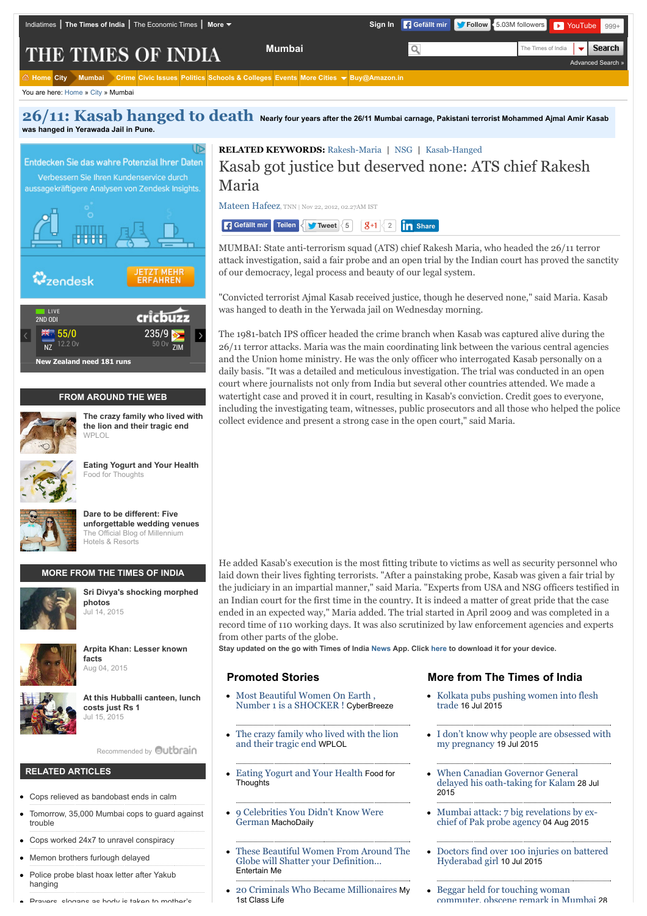# 26/11: Kasab hanged to death

Nearly four years after the 26/11 Mumbai carnage, Pakistani terrorist Mohammed Ajmal Amir Kasab was hanged in Yerawada Jail in Pune.

**RELATED KEYWORDS:** Rakesh-Maria | NSG | Kasab-Hanged

## Kasab got justice but deserved none: ATS chief Rakesh Maria

Mateen Hafeez, TNN | Nov 22, 2012, 02.27AM IST

MUMBAI: State anti-terrorism squad (ATS) chief Rakesh Maria, who headed the 26/11 terror attack investigation, said a fair probe and an open trial by the Indian court has proved the sanctity of our democracy, legal process and beauty of our legal system.

"Convicted terrorist Ajmal Kasab received justice, though he deserved none," said Maria. Kasab was hanged to death in the Yerwada jail on Wednesday morning.

The 1981-batch IPS officer headed the crime branch when Kasab was captured alive during the 26/11 terror attacks. Maria was the main coordinating link between the various central agencies and the Union home ministry. He was the only officer who interrogated Kasab personally on a daily basis. "It was a detailed and meticulous investigation. The trial was conducted in an open court where journalists not only from India but several other countries attended. We made a watertight case and proved it in court, resulting in Kasab's conviction. Credit goes to everyone, including the investigating team, witnesses, public prosecutors and all those who helped the police collect evidence and present a strong case in the open court," said Maria.

He added Kasab's execution is the most fitting tribute to victims as well as security personnel who laid down their lives fighting terrorists. "After a painstaking probe, Kasab was given a fair trial by the judiciary in an impartial manner," said Maria. "Experts from USA and NSG officers testified in an Indian court for the first time in the country. It is indeed a matter of great pride that the case ended in an expected way," Maria added. The trial started in April 2009 and was completed in a record time of 110 working days. It was also scrutinized by law enforcement agencies and experts from other parts of the globe.

**Stay updated on the go with Times of India News App. Click here to download it for your device.**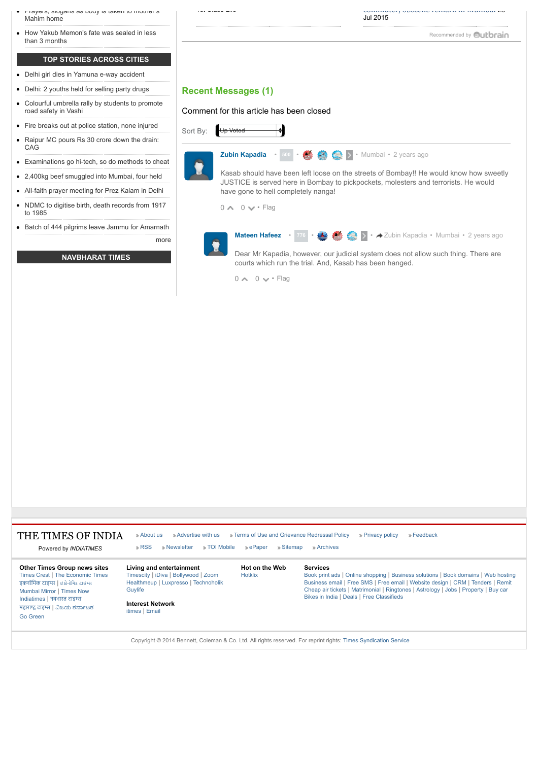- Prayers, slogans as body is taken to mother's Mahim home
- How Yakub Memon's fate was sealed in less than 3 months

## TOP STORIES ACROSS CITIES

- Delhi girl dies in Yamuna e-way accident
- Delhi: 2 youths held for selling party drugs
- Colourful umbrella rally by students to promote road safety in Vashi
- Fire breaks out at police station, none injured
- Raipur MC pours Rs 30 crore down the drain: CAG
- Examinations go hi-tech, so do methods to cheat
- 2,400kg beef smuggled into Mumbai, four held
- All-faith prayer meeting for Prez Kalam in Delhi
- NDMC to digitise birth, death records from 1917 to 1985
- Batch of 444 pilgrims leave Jammu for Amarnath

more

## NAVBHARAT TIMES

Jul 2015

Recommended by Outbrain

## Recent Messages (1)

Comment for this article has been closed

Sort By: Up Voted

**Zubin Kapadia** • 500 • Mumbai • 2 years ago

Kasab should have been left loose on the streets of Bombay!! He would know how sweetly JUSTICE is served here in Bombay to pickpockets, molesters and terrorists. He would have gone to hell completely nanga!

0 0 • Flag

**Mateen Hafeez** • 776 • Zubin Kapadia • Mumbai • 2 years ago

Dear Mr Kapadia, however, our judicial system does not allow such thing. There are courts which run the trial. And, Kasab has been hanged.

0 0 • Flag

THE TIMES OF INDIA

Powered by *INDIATIMES*

About us | Advertise with us | Terms of Use and Grievance Redressal Policy | Privacy policy | Feedback

RSS | Newsletter | TOI Mobile | ePaper | Sitemap | Archives

**Other Times Group news sites**
Times Crest | The Economic Times
इकनॉमिक टाइम्स | ઇકોનોમિક ટાઇમ્સ
Mumbai Mirror | Times Now
Indiatimes | नवभारत टाइम्स
महाराष्ट्र टाइम्स | ವಿಜಯ ಕರ್ನಾಟಕ
Go Green

**Living and entertainment**
Timescity | iDiva | Bollywood | Zoom
Healthmeup | Luxpresso | Technoholik
Guylife

**Interest Network**
itimes | Email

**Hot on the Web**
Hotklix

**Services**
Book print ads | Online shopping | Business solutions | Book domains | Web hosting
Business email | Free SMS | Free email | Website design | CRM | Tenders | Remit
Cheap air tickets | Matrimonial | Ringtones | Astrology | Jobs | Property | Buy car
Bikes in India | Deals | Free Classifieds

Copyright © 2014 Bennett, Coleman & Co. Ltd. All rights reserved. For reprint rights: Times Syndication Service